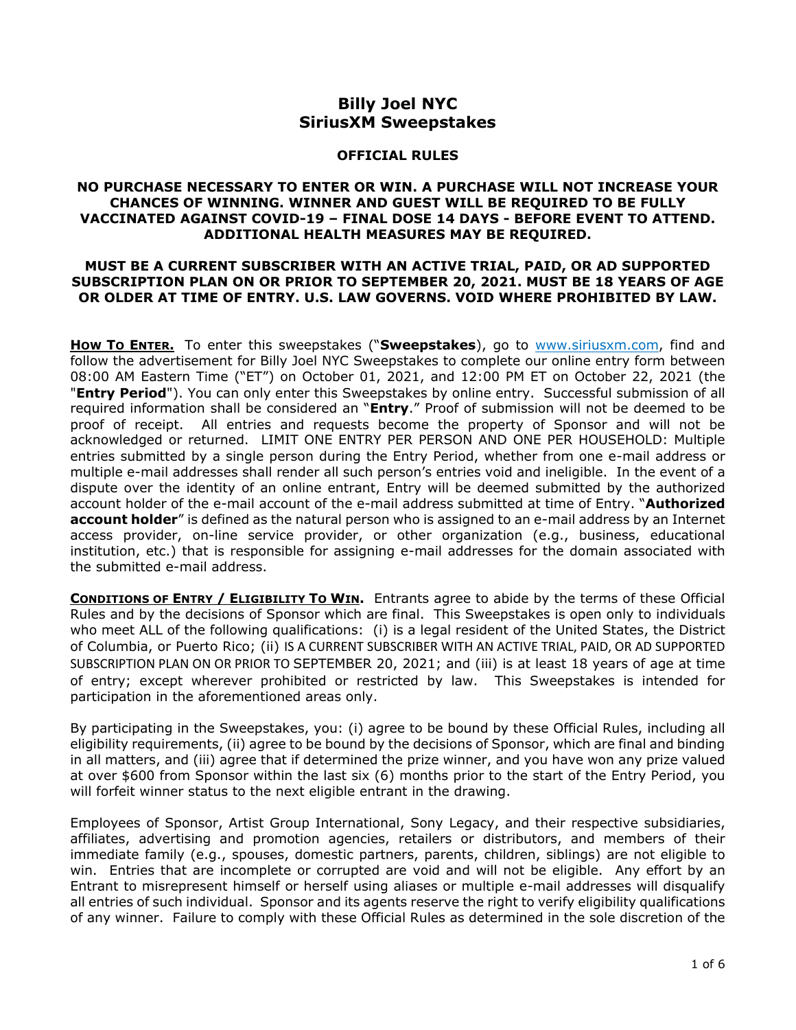# Billy Joel NYC
# SiriusXM Sweepstakes

## OFFICIAL RULES

**NO PURCHASE NECESSARY TO ENTER OR WIN. A PURCHASE WILL NOT INCREASE YOUR CHANCES OF WINNING. WINNER AND GUEST WILL BE REQUIRED TO BE FULLY VACCINATED AGAINST COVID-19 – FINAL DOSE 14 DAYS - BEFORE EVENT TO ATTEND. ADDITIONAL HEALTH MEASURES MAY BE REQUIRED.**

**MUST BE A CURRENT SUBSCRIBER WITH AN ACTIVE TRIAL, PAID, OR AD SUPPORTED SUBSCRIPTION PLAN ON OR PRIOR TO SEPTEMBER 20, 2021. MUST BE 18 YEARS OF AGE OR OLDER AT TIME OF ENTRY. U.S. LAW GOVERNS. VOID WHERE PROHIBITED BY LAW.**

**HOW TO ENTER.** To enter this sweepstakes ("**Sweepstakes**"), go to www.siriusxm.com, find and follow the advertisement for Billy Joel NYC Sweepstakes to complete our online entry form between 08:00 AM Eastern Time ("ET") on October 01, 2021, and 12:00 PM ET on October 22, 2021 (the "**Entry Period**"). You can only enter this Sweepstakes by online entry. Successful submission of all required information shall be considered an "**Entry**." Proof of submission will not be deemed to be proof of receipt. All entries and requests become the property of Sponsor and will not be acknowledged or returned. LIMIT ONE ENTRY PER PERSON AND ONE PER HOUSEHOLD: Multiple entries submitted by a single person during the Entry Period, whether from one e-mail address or multiple e-mail addresses shall render all such person's entries void and ineligible. In the event of a dispute over the identity of an online entrant, Entry will be deemed submitted by the authorized account holder of the e-mail account of the e-mail address submitted at time of Entry. "**Authorized account holder**" is defined as the natural person who is assigned to an e-mail address by an Internet access provider, on-line service provider, or other organization (e.g., business, educational institution, etc.) that is responsible for assigning e-mail addresses for the domain associated with the submitted e-mail address.

**CONDITIONS OF ENTRY / ELIGIBILITY TO WIN.** Entrants agree to abide by the terms of these Official Rules and by the decisions of Sponsor which are final. This Sweepstakes is open only to individuals who meet ALL of the following qualifications: (i) is a legal resident of the United States, the District of Columbia, or Puerto Rico; (ii) IS A CURRENT SUBSCRIBER WITH AN ACTIVE TRIAL, PAID, OR AD SUPPORTED SUBSCRIPTION PLAN ON OR PRIOR TO SEPTEMBER 20, 2021; and (iii) is at least 18 years of age at time of entry; except wherever prohibited or restricted by law. This Sweepstakes is intended for participation in the aforementioned areas only.

By participating in the Sweepstakes, you: (i) agree to be bound by these Official Rules, including all eligibility requirements, (ii) agree to be bound by the decisions of Sponsor, which are final and binding in all matters, and (iii) agree that if determined the prize winner, and you have won any prize valued at over $600 from Sponsor within the last six (6) months prior to the start of the Entry Period, you will forfeit winner status to the next eligible entrant in the drawing.

Employees of Sponsor, Artist Group International, Sony Legacy, and their respective subsidiaries, affiliates, advertising and promotion agencies, retailers or distributors, and members of their immediate family (e.g., spouses, domestic partners, parents, children, siblings) are not eligible to win. Entries that are incomplete or corrupted are void and will not be eligible. Any effort by an Entrant to misrepresent himself or herself using aliases or multiple e-mail addresses will disqualify all entries of such individual. Sponsor and its agents reserve the right to verify eligibility qualifications of any winner. Failure to comply with these Official Rules as determined in the sole discretion of the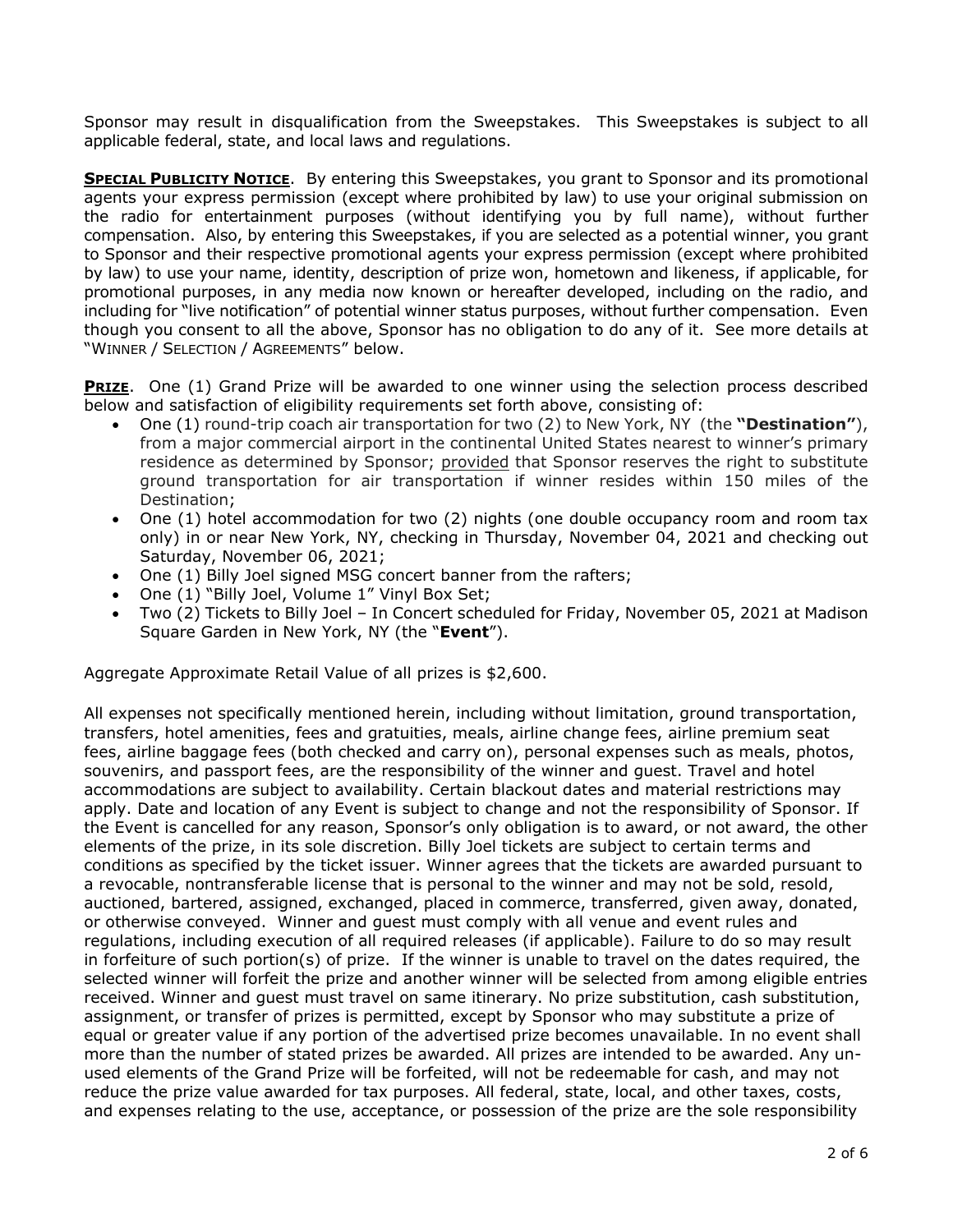Sponsor may result in disqualification from the Sweepstakes. This Sweepstakes is subject to all applicable federal, state, and local laws and regulations.

**Special Publicity Notice**. By entering this Sweepstakes, you grant to Sponsor and its promotional agents your express permission (except where prohibited by law) to use your original submission on the radio for entertainment purposes (without identifying you by full name), without further compensation. Also, by entering this Sweepstakes, if you are selected as a potential winner, you grant to Sponsor and their respective promotional agents your express permission (except where prohibited by law) to use your name, identity, description of prize won, hometown and likeness, if applicable, for promotional purposes, in any media now known or hereafter developed, including on the radio, and including for "live notification" of potential winner status purposes, without further compensation. Even though you consent to all the above, Sponsor has no obligation to do any of it. See more details at "Winner / Selection / Agreements" below.

**Prize**. One (1) Grand Prize will be awarded to one winner using the selection process described below and satisfaction of eligibility requirements set forth above, consisting of:

- One (1) round-trip coach air transportation for two (2) to New York, NY (the **"Destination"**), from a major commercial airport in the continental United States nearest to winner's primary residence as determined by Sponsor; provided that Sponsor reserves the right to substitute ground transportation for air transportation if winner resides within 150 miles of the Destination;
- One (1) hotel accommodation for two (2) nights (one double occupancy room and room tax only) in or near New York, NY, checking in Thursday, November 04, 2021 and checking out Saturday, November 06, 2021;
- One (1) Billy Joel signed MSG concert banner from the rafters;
- One (1) "Billy Joel, Volume 1" Vinyl Box Set;
- Two (2) Tickets to Billy Joel – In Concert scheduled for Friday, November 05, 2021 at Madison Square Garden in New York, NY (the "**Event**").

Aggregate Approximate Retail Value of all prizes is $2,600.

All expenses not specifically mentioned herein, including without limitation, ground transportation, transfers, hotel amenities, fees and gratuities, meals, airline change fees, airline premium seat fees, airline baggage fees (both checked and carry on), personal expenses such as meals, photos, souvenirs, and passport fees, are the responsibility of the winner and guest. Travel and hotel accommodations are subject to availability. Certain blackout dates and material restrictions may apply. Date and location of any Event is subject to change and not the responsibility of Sponsor. If the Event is cancelled for any reason, Sponsor's only obligation is to award, or not award, the other elements of the prize, in its sole discretion. Billy Joel tickets are subject to certain terms and conditions as specified by the ticket issuer. Winner agrees that the tickets are awarded pursuant to a revocable, nontransferable license that is personal to the winner and may not be sold, resold, auctioned, bartered, assigned, exchanged, placed in commerce, transferred, given away, donated, or otherwise conveyed. Winner and guest must comply with all venue and event rules and regulations, including execution of all required releases (if applicable). Failure to do so may result in forfeiture of such portion(s) of prize. If the winner is unable to travel on the dates required, the selected winner will forfeit the prize and another winner will be selected from among eligible entries received. Winner and guest must travel on same itinerary. No prize substitution, cash substitution, assignment, or transfer of prizes is permitted, except by Sponsor who may substitute a prize of equal or greater value if any portion of the advertised prize becomes unavailable. In no event shall more than the number of stated prizes be awarded. All prizes are intended to be awarded. Any un-used elements of the Grand Prize will be forfeited, will not be redeemable for cash, and may not reduce the prize value awarded for tax purposes. All federal, state, local, and other taxes, costs, and expenses relating to the use, acceptance, or possession of the prize are the sole responsibility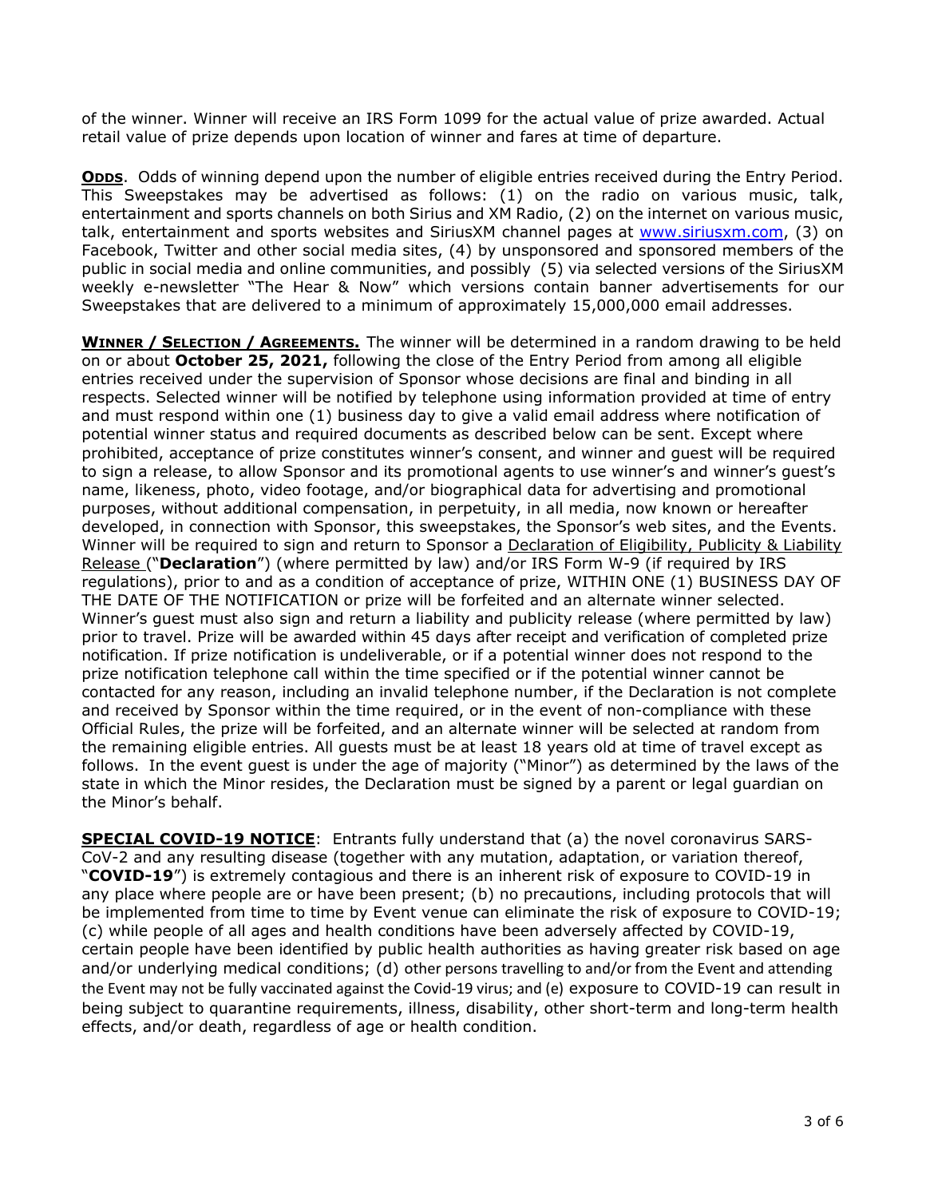of the winner. Winner will receive an IRS Form 1099 for the actual value of prize awarded. Actual retail value of prize depends upon location of winner and fares at time of departure.

**ODDS**. Odds of winning depend upon the number of eligible entries received during the Entry Period. This Sweepstakes may be advertised as follows: (1) on the radio on various music, talk, entertainment and sports channels on both Sirius and XM Radio, (2) on the internet on various music, talk, entertainment and sports websites and SiriusXM channel pages at www.siriusxm.com, (3) on Facebook, Twitter and other social media sites, (4) by unsponsored and sponsored members of the public in social media and online communities, and possibly (5) via selected versions of the SiriusXM weekly e-newsletter "The Hear & Now" which versions contain banner advertisements for our Sweepstakes that are delivered to a minimum of approximately 15,000,000 email addresses.

**WINNER / SELECTION / AGREEMENTS.** The winner will be determined in a random drawing to be held on or about **October 25, 2021,** following the close of the Entry Period from among all eligible entries received under the supervision of Sponsor whose decisions are final and binding in all respects. Selected winner will be notified by telephone using information provided at time of entry and must respond within one (1) business day to give a valid email address where notification of potential winner status and required documents as described below can be sent. Except where prohibited, acceptance of prize constitutes winner's consent, and winner and guest will be required to sign a release, to allow Sponsor and its promotional agents to use winner's and winner's guest's name, likeness, photo, video footage, and/or biographical data for advertising and promotional purposes, without additional compensation, in perpetuity, in all media, now known or hereafter developed, in connection with Sponsor, this sweepstakes, the Sponsor's web sites, and the Events. Winner will be required to sign and return to Sponsor a Declaration of Eligibility, Publicity & Liability Release ("**Declaration**") (where permitted by law) and/or IRS Form W-9 (if required by IRS regulations), prior to and as a condition of acceptance of prize, WITHIN ONE (1) BUSINESS DAY OF THE DATE OF THE NOTIFICATION or prize will be forfeited and an alternate winner selected. Winner's guest must also sign and return a liability and publicity release (where permitted by law) prior to travel. Prize will be awarded within 45 days after receipt and verification of completed prize notification. If prize notification is undeliverable, or if a potential winner does not respond to the prize notification telephone call within the time specified or if the potential winner cannot be contacted for any reason, including an invalid telephone number, if the Declaration is not complete and received by Sponsor within the time required, or in the event of non-compliance with these Official Rules, the prize will be forfeited, and an alternate winner will be selected at random from the remaining eligible entries. All guests must be at least 18 years old at time of travel except as follows. In the event guest is under the age of majority ("Minor") as determined by the laws of the state in which the Minor resides, the Declaration must be signed by a parent or legal guardian on the Minor's behalf.

**SPECIAL COVID-19 NOTICE**: Entrants fully understand that (a) the novel coronavirus SARS-CoV-2 and any resulting disease (together with any mutation, adaptation, or variation thereof, "**COVID-19**") is extremely contagious and there is an inherent risk of exposure to COVID-19 in any place where people are or have been present; (b) no precautions, including protocols that will be implemented from time to time by Event venue can eliminate the risk of exposure to COVID-19; (c) while people of all ages and health conditions have been adversely affected by COVID-19, certain people have been identified by public health authorities as having greater risk based on age and/or underlying medical conditions; (d) other persons travelling to and/or from the Event and attending the Event may not be fully vaccinated against the Covid-19 virus; and (e) exposure to COVID-19 can result in being subject to quarantine requirements, illness, disability, other short-term and long-term health effects, and/or death, regardless of age or health condition.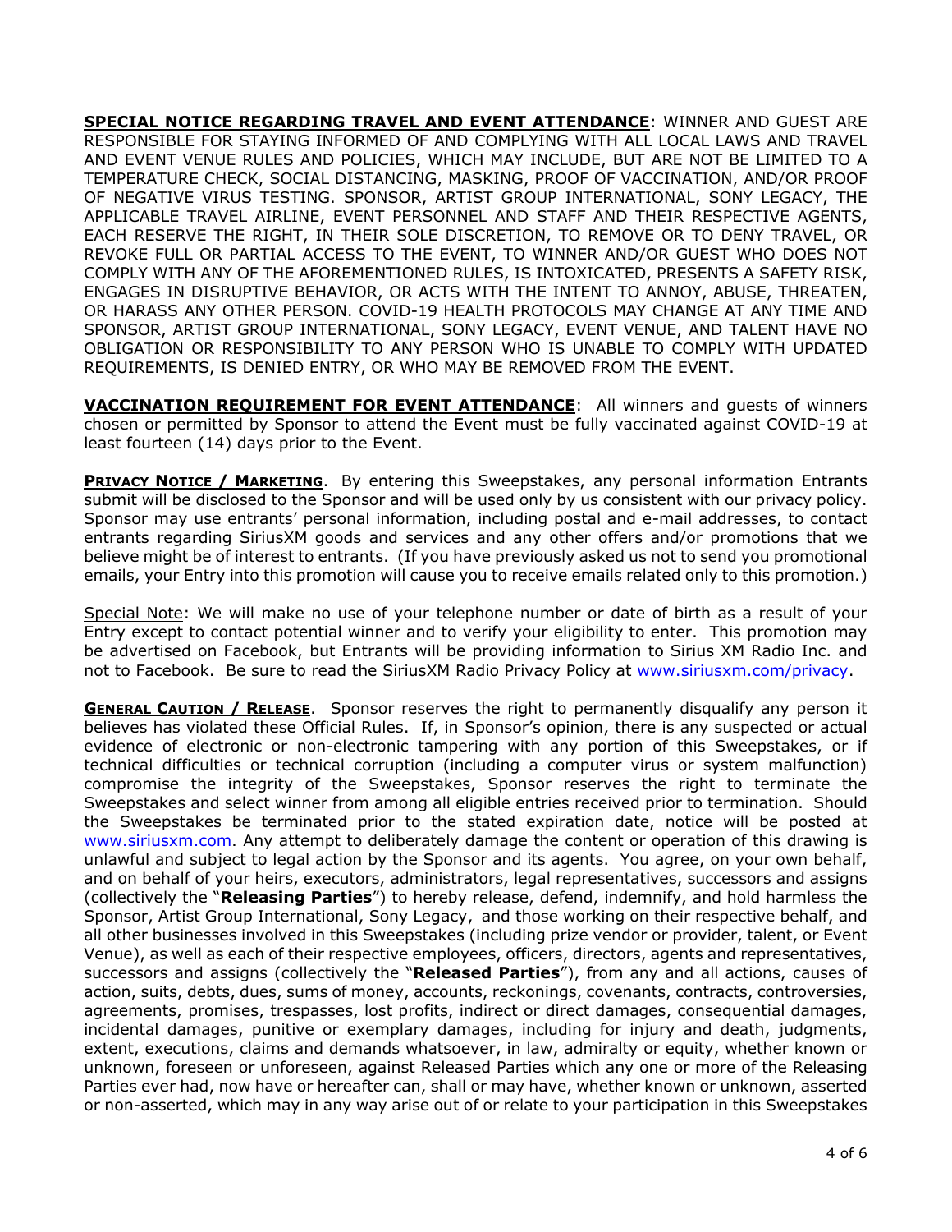**SPECIAL NOTICE REGARDING TRAVEL AND EVENT ATTENDANCE**: WINNER AND GUEST ARE RESPONSIBLE FOR STAYING INFORMED OF AND COMPLYING WITH ALL LOCAL LAWS AND TRAVEL AND EVENT VENUE RULES AND POLICIES, WHICH MAY INCLUDE, BUT ARE NOT BE LIMITED TO A TEMPERATURE CHECK, SOCIAL DISTANCING, MASKING, PROOF OF VACCINATION, AND/OR PROOF OF NEGATIVE VIRUS TESTING. SPONSOR, ARTIST GROUP INTERNATIONAL, SONY LEGACY, THE APPLICABLE TRAVEL AIRLINE, EVENT PERSONNEL AND STAFF AND THEIR RESPECTIVE AGENTS, EACH RESERVE THE RIGHT, IN THEIR SOLE DISCRETION, TO REMOVE OR TO DENY TRAVEL, OR REVOKE FULL OR PARTIAL ACCESS TO THE EVENT, TO WINNER AND/OR GUEST WHO DOES NOT COMPLY WITH ANY OF THE AFOREMENTIONED RULES, IS INTOXICATED, PRESENTS A SAFETY RISK, ENGAGES IN DISRUPTIVE BEHAVIOR, OR ACTS WITH THE INTENT TO ANNOY, ABUSE, THREATEN, OR HARASS ANY OTHER PERSON. COVID-19 HEALTH PROTOCOLS MAY CHANGE AT ANY TIME AND SPONSOR, ARTIST GROUP INTERNATIONAL, SONY LEGACY, EVENT VENUE, AND TALENT HAVE NO OBLIGATION OR RESPONSIBILITY TO ANY PERSON WHO IS UNABLE TO COMPLY WITH UPDATED REQUIREMENTS, IS DENIED ENTRY, OR WHO MAY BE REMOVED FROM THE EVENT.

**VACCINATION REQUIREMENT FOR EVENT ATTENDANCE**: All winners and guests of winners chosen or permitted by Sponsor to attend the Event must be fully vaccinated against COVID-19 at least fourteen (14) days prior to the Event.

**PRIVACY NOTICE / MARKETING**. By entering this Sweepstakes, any personal information Entrants submit will be disclosed to the Sponsor and will be used only by us consistent with our privacy policy. Sponsor may use entrants' personal information, including postal and e-mail addresses, to contact entrants regarding SiriusXM goods and services and any other offers and/or promotions that we believe might be of interest to entrants. (If you have previously asked us not to send you promotional emails, your Entry into this promotion will cause you to receive emails related only to this promotion.)

Special Note: We will make no use of your telephone number or date of birth as a result of your Entry except to contact potential winner and to verify your eligibility to enter. This promotion may be advertised on Facebook, but Entrants will be providing information to Sirius XM Radio Inc. and not to Facebook. Be sure to read the SiriusXM Radio Privacy Policy at www.siriusxm.com/privacy.

**GENERAL CAUTION / RELEASE**. Sponsor reserves the right to permanently disqualify any person it believes has violated these Official Rules. If, in Sponsor's opinion, there is any suspected or actual evidence of electronic or non-electronic tampering with any portion of this Sweepstakes, or if technical difficulties or technical corruption (including a computer virus or system malfunction) compromise the integrity of the Sweepstakes, Sponsor reserves the right to terminate the Sweepstakes and select winner from among all eligible entries received prior to termination. Should the Sweepstakes be terminated prior to the stated expiration date, notice will be posted at www.siriusxm.com. Any attempt to deliberately damage the content or operation of this drawing is unlawful and subject to legal action by the Sponsor and its agents. You agree, on your own behalf, and on behalf of your heirs, executors, administrators, legal representatives, successors and assigns (collectively the "**Releasing Parties**") to hereby release, defend, indemnify, and hold harmless the Sponsor, Artist Group International, Sony Legacy, and those working on their respective behalf, and all other businesses involved in this Sweepstakes (including prize vendor or provider, talent, or Event Venue), as well as each of their respective employees, officers, directors, agents and representatives, successors and assigns (collectively the "**Released Parties**"), from any and all actions, causes of action, suits, debts, dues, sums of money, accounts, reckonings, covenants, contracts, controversies, agreements, promises, trespasses, lost profits, indirect or direct damages, consequential damages, incidental damages, punitive or exemplary damages, including for injury and death, judgments, extent, executions, claims and demands whatsoever, in law, admiralty or equity, whether known or unknown, foreseen or unforeseen, against Released Parties which any one or more of the Releasing Parties ever had, now have or hereafter can, shall or may have, whether known or unknown, asserted or non-asserted, which may in any way arise out of or relate to your participation in this Sweepstakes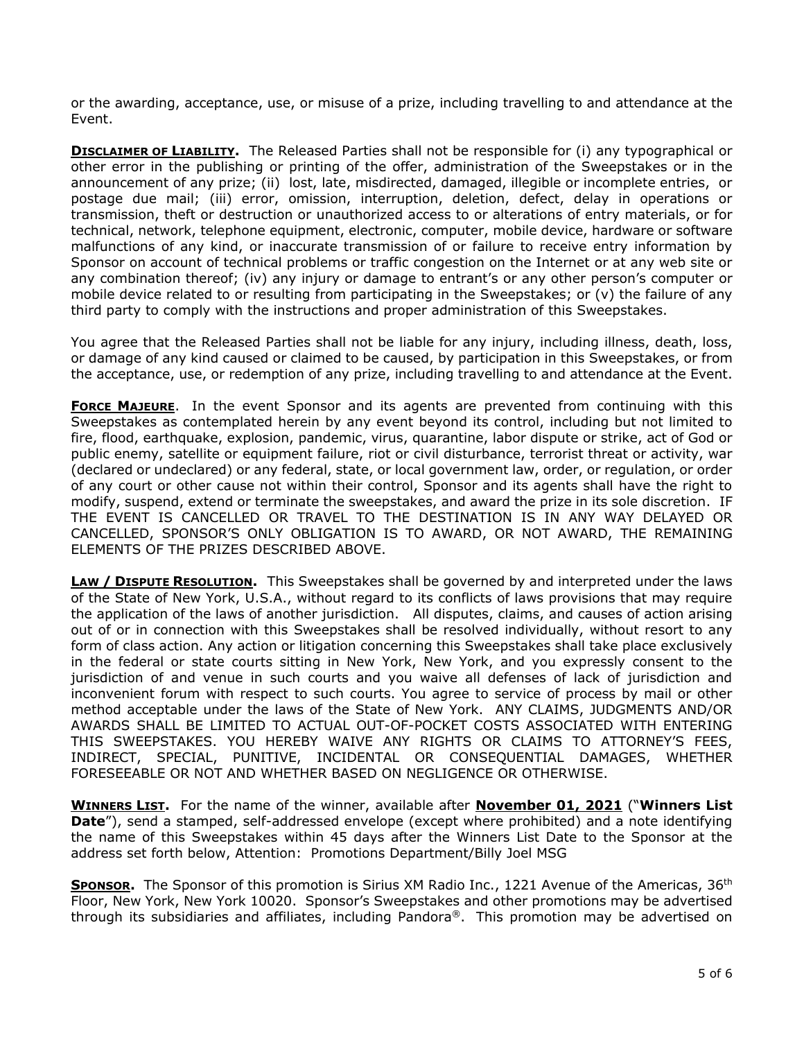or the awarding, acceptance, use, or misuse of a prize, including travelling to and attendance at the Event.

**DISCLAIMER OF LIABILITY.** The Released Parties shall not be responsible for (i) any typographical or other error in the publishing or printing of the offer, administration of the Sweepstakes or in the announcement of any prize; (ii) lost, late, misdirected, damaged, illegible or incomplete entries, or postage due mail; (iii) error, omission, interruption, deletion, defect, delay in operations or transmission, theft or destruction or unauthorized access to or alterations of entry materials, or for technical, network, telephone equipment, electronic, computer, mobile device, hardware or software malfunctions of any kind, or inaccurate transmission of or failure to receive entry information by Sponsor on account of technical problems or traffic congestion on the Internet or at any web site or any combination thereof; (iv) any injury or damage to entrant's or any other person's computer or mobile device related to or resulting from participating in the Sweepstakes; or (v) the failure of any third party to comply with the instructions and proper administration of this Sweepstakes.

You agree that the Released Parties shall not be liable for any injury, including illness, death, loss, or damage of any kind caused or claimed to be caused, by participation in this Sweepstakes, or from the acceptance, use, or redemption of any prize, including travelling to and attendance at the Event.

**FORCE MAJEURE**. In the event Sponsor and its agents are prevented from continuing with this Sweepstakes as contemplated herein by any event beyond its control, including but not limited to fire, flood, earthquake, explosion, pandemic, virus, quarantine, labor dispute or strike, act of God or public enemy, satellite or equipment failure, riot or civil disturbance, terrorist threat or activity, war (declared or undeclared) or any federal, state, or local government law, order, or regulation, or order of any court or other cause not within their control, Sponsor and its agents shall have the right to modify, suspend, extend or terminate the sweepstakes, and award the prize in its sole discretion. IF THE EVENT IS CANCELLED OR TRAVEL TO THE DESTINATION IS IN ANY WAY DELAYED OR CANCELLED, SPONSOR'S ONLY OBLIGATION IS TO AWARD, OR NOT AWARD, THE REMAINING ELEMENTS OF THE PRIZES DESCRIBED ABOVE.

**LAW / DISPUTE RESOLUTION.** This Sweepstakes shall be governed by and interpreted under the laws of the State of New York, U.S.A., without regard to its conflicts of laws provisions that may require the application of the laws of another jurisdiction. All disputes, claims, and causes of action arising out of or in connection with this Sweepstakes shall be resolved individually, without resort to any form of class action. Any action or litigation concerning this Sweepstakes shall take place exclusively in the federal or state courts sitting in New York, New York, and you expressly consent to the jurisdiction of and venue in such courts and you waive all defenses of lack of jurisdiction and inconvenient forum with respect to such courts. You agree to service of process by mail or other method acceptable under the laws of the State of New York. ANY CLAIMS, JUDGMENTS AND/OR AWARDS SHALL BE LIMITED TO ACTUAL OUT-OF-POCKET COSTS ASSOCIATED WITH ENTERING THIS SWEEPSTAKES. YOU HEREBY WAIVE ANY RIGHTS OR CLAIMS TO ATTORNEY'S FEES, INDIRECT, SPECIAL, PUNITIVE, INCIDENTAL OR CONSEQUENTIAL DAMAGES, WHETHER FORESEEABLE OR NOT AND WHETHER BASED ON NEGLIGENCE OR OTHERWISE.

**WINNERS LIST.** For the name of the winner, available after **November 01, 2021** ("**Winners List Date**"), send a stamped, self-addressed envelope (except where prohibited) and a note identifying the name of this Sweepstakes within 45 days after the Winners List Date to the Sponsor at the address set forth below, Attention: Promotions Department/Billy Joel MSG

**SPONSOR.** The Sponsor of this promotion is Sirius XM Radio Inc., 1221 Avenue of the Americas, 36th Floor, New York, New York 10020. Sponsor's Sweepstakes and other promotions may be advertised through its subsidiaries and affiliates, including Pandora®. This promotion may be advertised on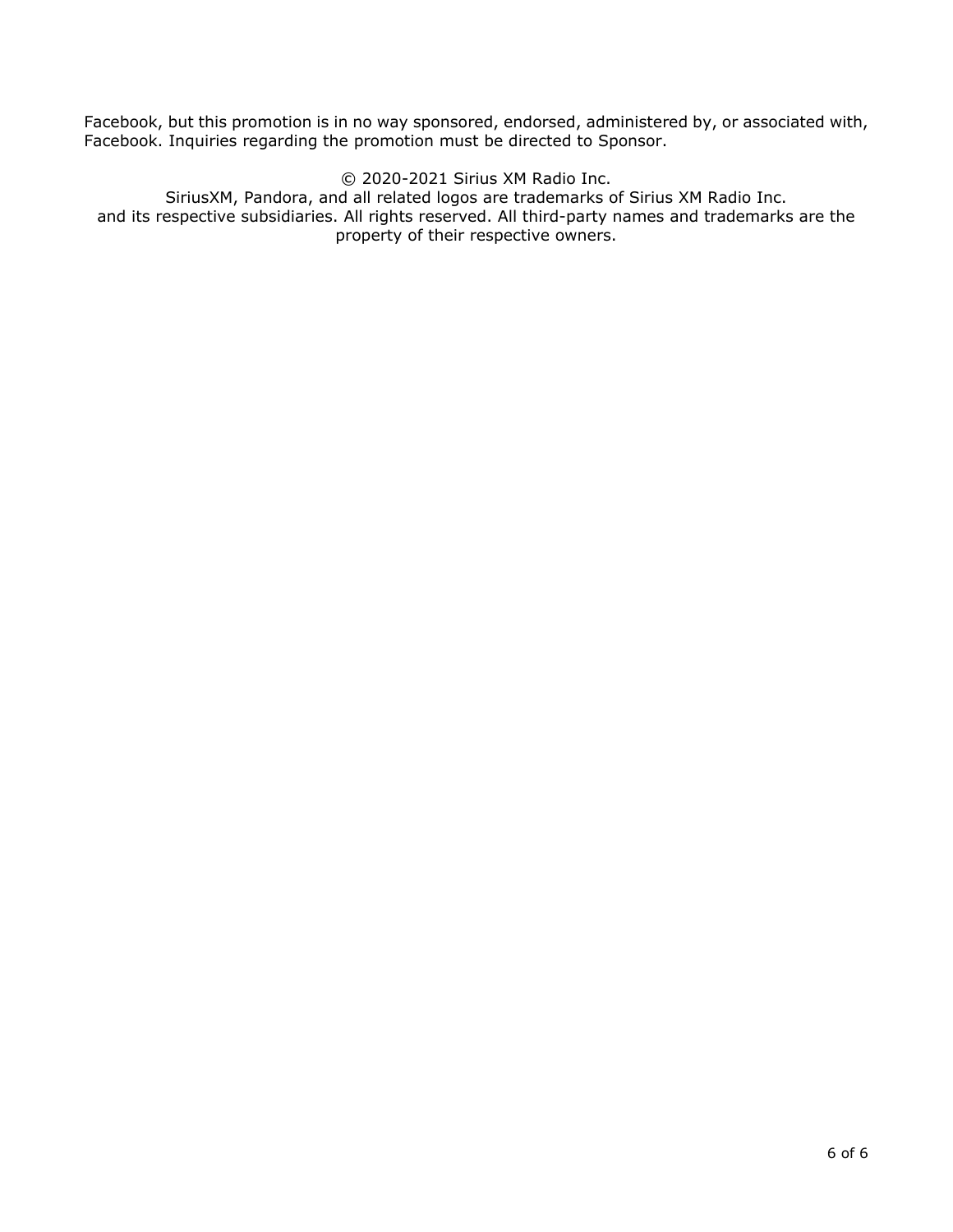Facebook, but this promotion is in no way sponsored, endorsed, administered by, or associated with, Facebook. Inquiries regarding the promotion must be directed to Sponsor.

© 2020-2021 Sirius XM Radio Inc.
SiriusXM, Pandora, and all related logos are trademarks of Sirius XM Radio Inc.
and its respective subsidiaries. All rights reserved. All third-party names and trademarks are the property of their respective owners.